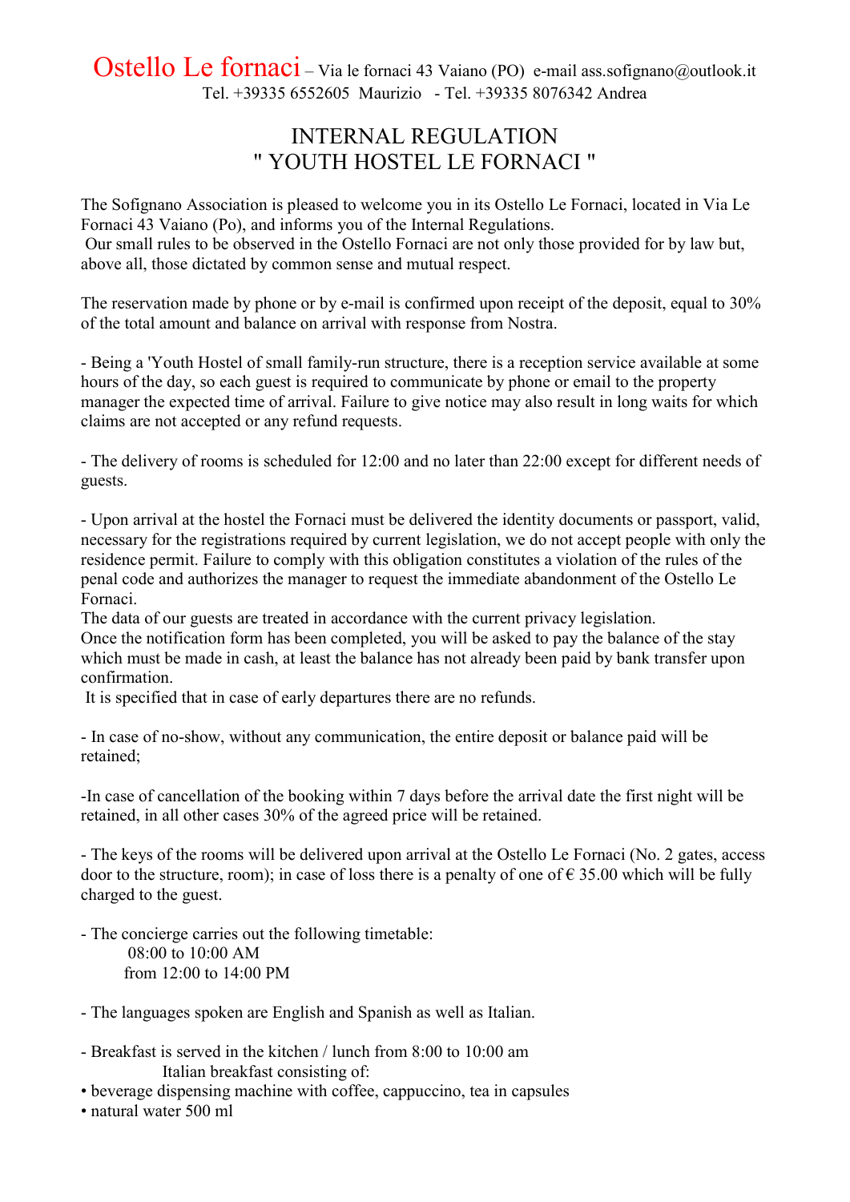Ostello Le fornaci – Via le fornaci 43 Vaiano (PO) e-mail ass.sofignano@outlook.it
Tel. +39335 6552605 Maurizio - Tel. +39335 8076342 Andrea

# INTERNAL REGULATION
# " YOUTH HOSTEL LE FORNACI "

The Sofignano Association is pleased to welcome you in its Ostello Le Fornaci, located in Via Le Fornaci 43 Vaiano (Po), and informs you of the Internal Regulations.
Our small rules to be observed in the Ostello Fornaci are not only those provided for by law but, above all, those dictated by common sense and mutual respect.

The reservation made by phone or by e-mail is confirmed upon receipt of the deposit, equal to 30% of the total amount and balance on arrival with response from Nostra.

- Being a 'Youth Hostel of small family-run structure, there is a reception service available at some hours of the day, so each guest is required to communicate by phone or email to the property manager the expected time of arrival. Failure to give notice may also result in long waits for which claims are not accepted or any refund requests.

- The delivery of rooms is scheduled for 12:00 and no later than 22:00 except for different needs of guests.

- Upon arrival at the hostel the Fornaci must be delivered the identity documents or passport, valid, necessary for the registrations required by current legislation, we do not accept people with only the residence permit. Failure to comply with this obligation constitutes a violation of the rules of the penal code and authorizes the manager to request the immediate abandonment of the Ostello Le Fornaci.
The data of our guests are treated in accordance with the current privacy legislation.
Once the notification form has been completed, you will be asked to pay the balance of the stay which must be made in cash, at least the balance has not already been paid by bank transfer upon confirmation.
It is specified that in case of early departures there are no refunds.

- In case of no-show, without any communication, the entire deposit or balance paid will be retained;

-In case of cancellation of the booking within 7 days before the arrival date the first night will be retained, in all other cases 30% of the agreed price will be retained.

- The keys of the rooms will be delivered upon arrival at the Ostello Le Fornaci (No. 2 gates, access door to the structure, room); in case of loss there is a penalty of one of € 35.00 which will be fully charged to the guest.

- The concierge carries out the following timetable:
  08:00 to 10:00 AM
  from 12:00 to 14:00 PM

- The languages spoken are English and Spanish as well as Italian.

- Breakfast is served in the kitchen / lunch from 8:00 to 10:00 am
  Italian breakfast consisting of:
- beverage dispensing machine with coffee, cappuccino, tea in capsules
- natural water 500 ml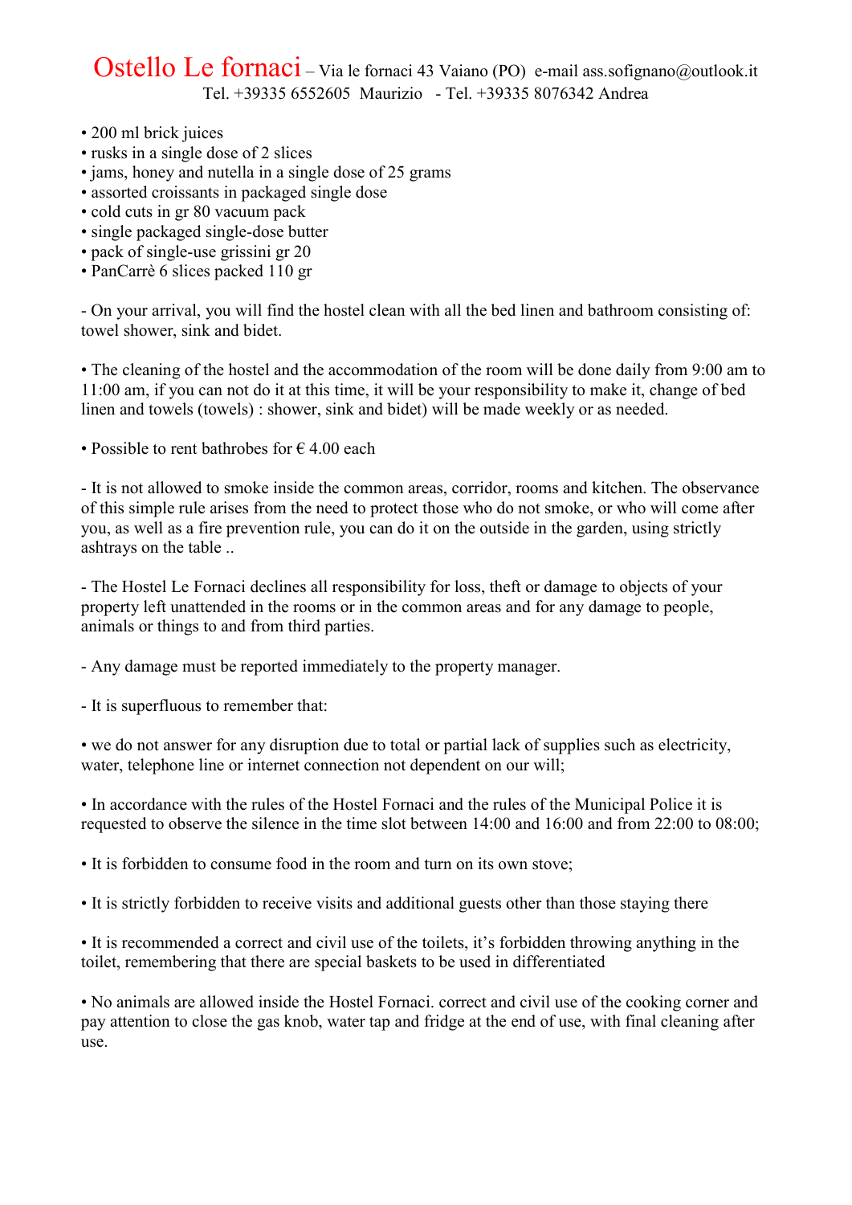# Ostello Le fornaci – Via le fornaci 43 Vaiano (PO) e-mail ass.sofignano@outlook.it

Tel. +39335 6552605 Maurizio - Tel. +39335 8076342 Andrea

- 200 ml brick juices
- rusks in a single dose of 2 slices
- jams, honey and nutella in a single dose of 25 grams
- assorted croissants in packaged single dose
- cold cuts in gr 80 vacuum pack
- single packaged single-dose butter
- pack of single-use grissini gr 20
- PanCarrè 6 slices packed 110 gr

- On your arrival, you will find the hostel clean with all the bed linen and bathroom consisting of: towel shower, sink and bidet.

• The cleaning of the hostel and the accommodation of the room will be done daily from 9:00 am to 11:00 am, if you can not do it at this time, it will be your responsibility to make it, change of bed linen and towels (towels) : shower, sink and bidet) will be made weekly or as needed.

• Possible to rent bathrobes for € 4.00 each

- It is not allowed to smoke inside the common areas, corridor, rooms and kitchen. The observance of this simple rule arises from the need to protect those who do not smoke, or who will come after you, as well as a fire prevention rule, you can do it on the outside in the garden, using strictly ashtrays on the table ..

- The Hostel Le Fornaci declines all responsibility for loss, theft or damage to objects of your property left unattended in the rooms or in the common areas and for any damage to people, animals or things to and from third parties.

- Any damage must be reported immediately to the property manager.

- It is superfluous to remember that:

• we do not answer for any disruption due to total or partial lack of supplies such as electricity, water, telephone line or internet connection not dependent on our will;

• In accordance with the rules of the Hostel Fornaci and the rules of the Municipal Police it is requested to observe the silence in the time slot between 14:00 and 16:00 and from 22:00 to 08:00;

• It is forbidden to consume food in the room and turn on its own stove;

• It is strictly forbidden to receive visits and additional guests other than those staying there

• It is recommended a correct and civil use of the toilets, it's forbidden throwing anything in the toilet, remembering that there are special baskets to be used in differentiated

• No animals are allowed inside the Hostel Fornaci. correct and civil use of the cooking corner and pay attention to close the gas knob, water tap and fridge at the end of use, with final cleaning after use.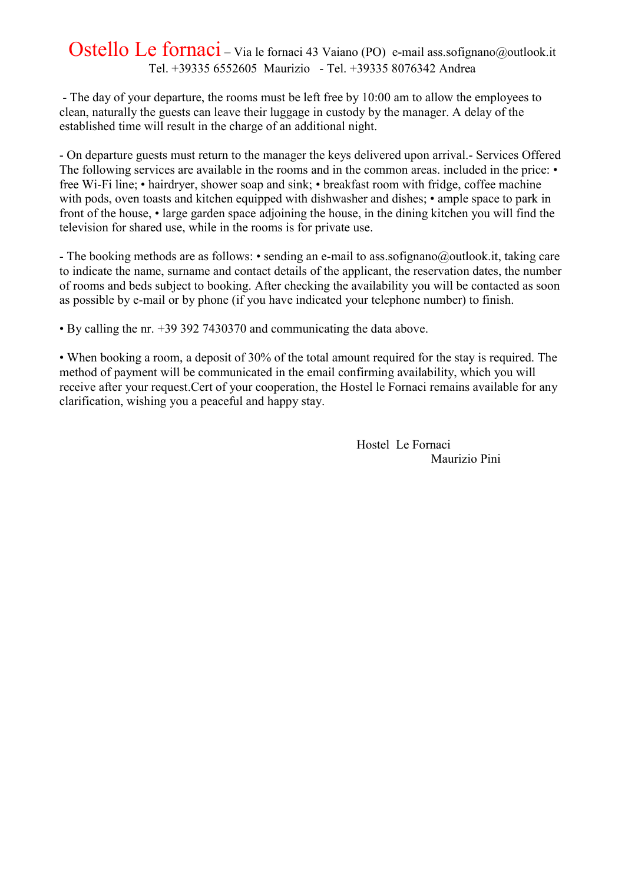**Ostello Le fornaci** – Via le fornaci 43 Vaiano (PO) e-mail ass.sofignano@outlook.it
Tel. +39335 6552605 Maurizio - Tel. +39335 8076342 Andrea

- The day of your departure, the rooms must be left free by 10:00 am to allow the employees to clean, naturally the guests can leave their luggage in custody by the manager. A delay of the established time will result in the charge of an additional night.

- On departure guests must return to the manager the keys delivered upon arrival.- Services Offered The following services are available in the rooms and in the common areas. included in the price: • free Wi-Fi line; • hairdryer, shower soap and sink; • breakfast room with fridge, coffee machine with pods, oven toasts and kitchen equipped with dishwasher and dishes; • ample space to park in front of the house, • large garden space adjoining the house, in the dining kitchen you will find the television for shared use, while in the rooms is for private use.

- The booking methods are as follows: • sending an e-mail to ass.sofignano@outlook.it, taking care to indicate the name, surname and contact details of the applicant, the reservation dates, the number of rooms and beds subject to booking. After checking the availability you will be contacted as soon as possible by e-mail or by phone (if you have indicated your telephone number) to finish.

• By calling the nr. +39 392 7430370 and communicating the data above.

• When booking a room, a deposit of 30% of the total amount required for the stay is required. The method of payment will be communicated in the email confirming availability, which you will receive after your request.Cert of your cooperation, the Hostel le Fornaci remains available for any clarification, wishing you a peaceful and happy stay.

Hostel Le Fornaci
Maurizio Pini